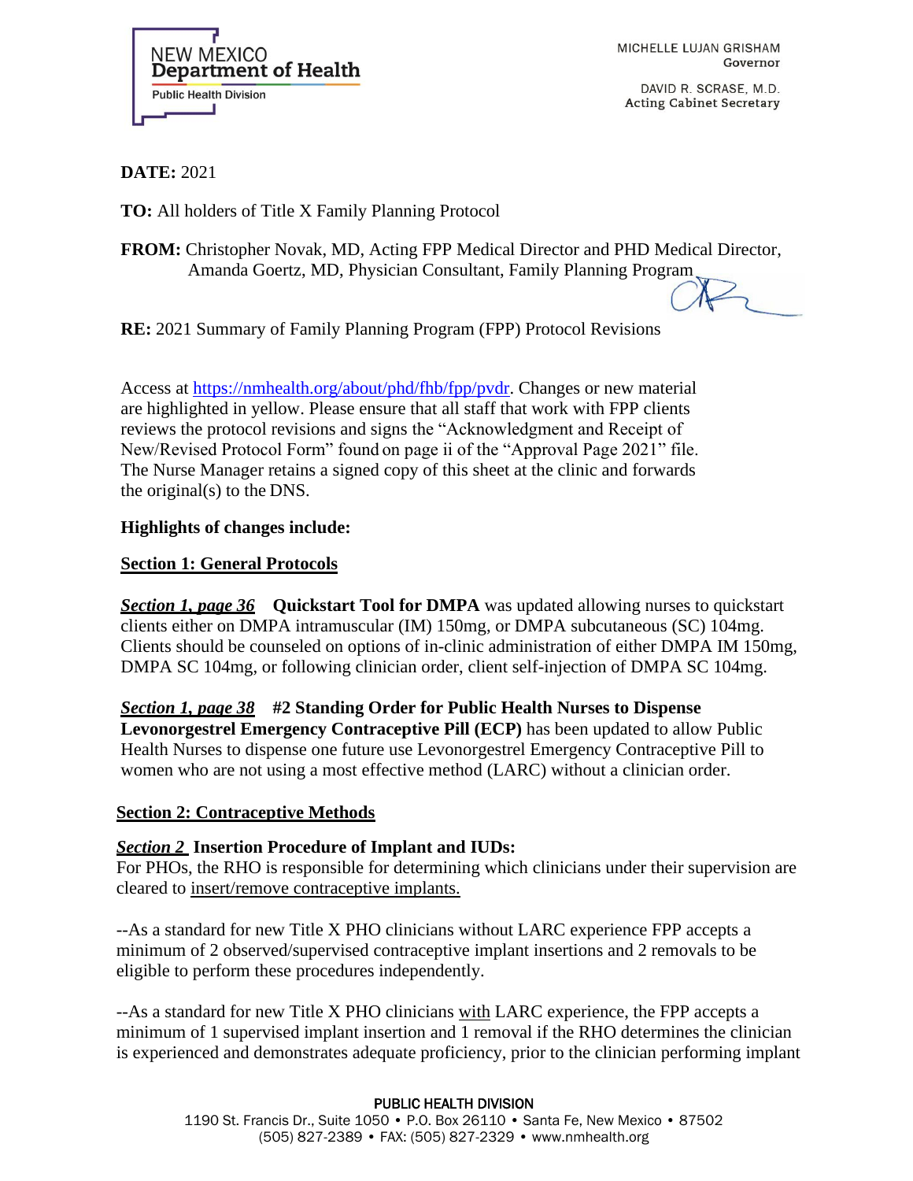NEW MEXICO
**Department of Health**
Public Health Division

MICHELLE LUJAN GRISHAM
Governor

DAVID R. SCRASE, M.D.
Acting Cabinet Secretary

**DATE:** 2021

**TO:** All holders of Title X Family Planning Protocol

**FROM:** Christopher Novak, MD, Acting FPP Medical Director and PHD Medical Director, Amanda Goertz, MD, Physician Consultant, Family Planning Program

**RE:** 2021 Summary of Family Planning Program (FPP) Protocol Revisions

Access at https://nmhealth.org/about/phd/fhb/fpp/pvdr. Changes or new material are highlighted in yellow. Please ensure that all staff that work with FPP clients reviews the protocol revisions and signs the "Acknowledgment and Receipt of New/Revised Protocol Form" found on page ii of the "Approval Page 2021" file. The Nurse Manager retains a signed copy of this sheet at the clinic and forwards the original(s) to the DNS.

**Highlights of changes include:**

## Section 1: General Protocols

***Section 1, page 36*** **Quickstart Tool for DMPA** was updated allowing nurses to quickstart clients either on DMPA intramuscular (IM) 150mg, or DMPA subcutaneous (SC) 104mg. Clients should be counseled on options of in-clinic administration of either DMPA IM 150mg, DMPA SC 104mg, or following clinician order, client self-injection of DMPA SC 104mg.

***Section 1, page 38*** **#2 Standing Order for Public Health Nurses to Dispense Levonorgestrel Emergency Contraceptive Pill (ECP)** has been updated to allow Public Health Nurses to dispense one future use Levonorgestrel Emergency Contraceptive Pill to women who are not using a most effective method (LARC) without a clinician order.

## Section 2: Contraceptive Methods

***Section 2*** **Insertion Procedure of Implant and IUDs:**
For PHOs, the RHO is responsible for determining which clinicians under their supervision are cleared to insert/remove contraceptive implants.

--As a standard for new Title X PHO clinicians without LARC experience FPP accepts a minimum of 2 observed/supervised contraceptive implant insertions and 2 removals to be eligible to perform these procedures independently.

--As a standard for new Title X PHO clinicians with LARC experience, the FPP accepts a minimum of 1 supervised implant insertion and 1 removal if the RHO determines the clinician is experienced and demonstrates adequate proficiency, prior to the clinician performing implant

PUBLIC HEALTH DIVISION
1190 St. Francis Dr., Suite 1050 • P.O. Box 26110 • Santa Fe, New Mexico • 87502
(505) 827-2389 • FAX: (505) 827-2329 • www.nmhealth.org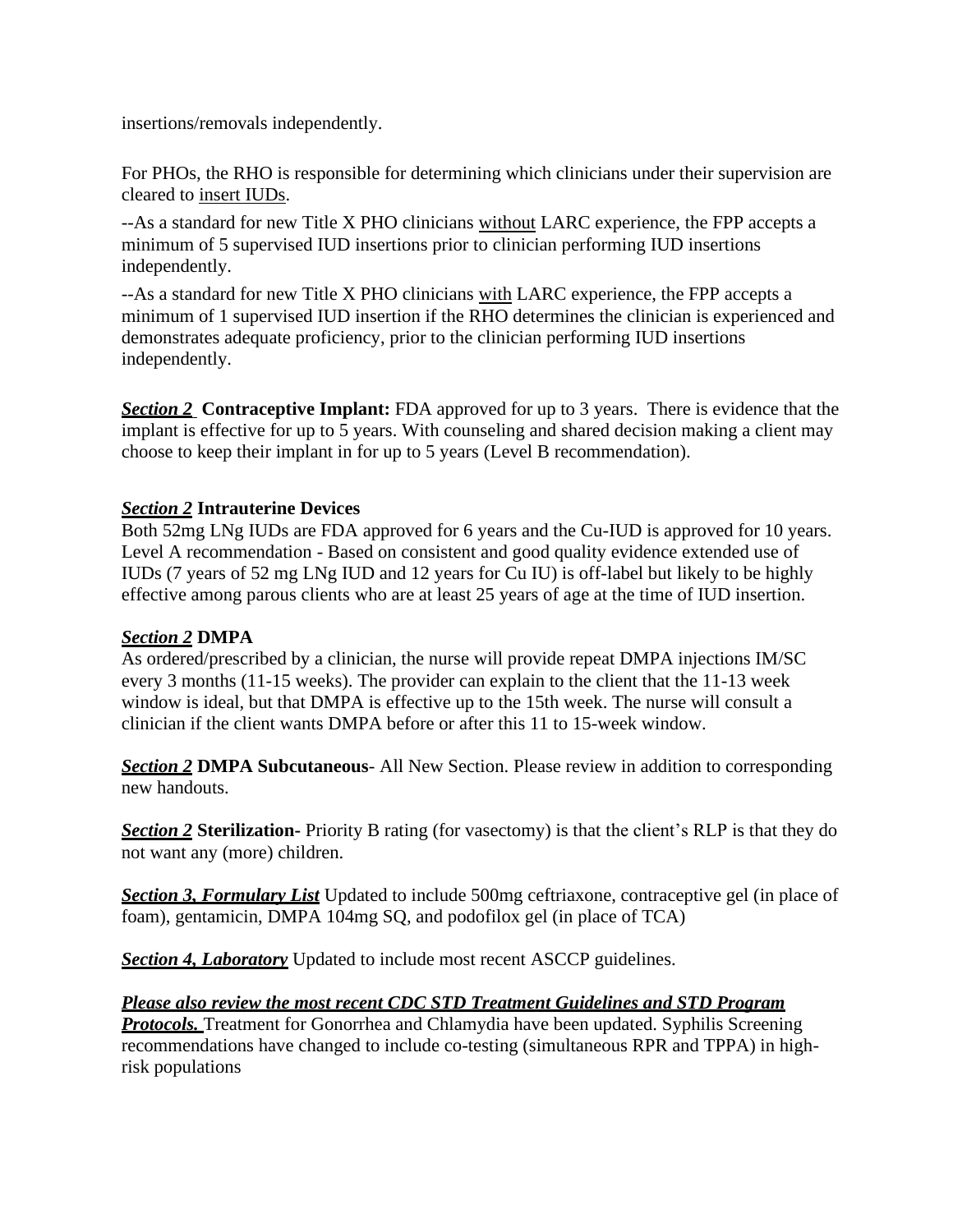insertions/removals independently.

For PHOs, the RHO is responsible for determining which clinicians under their supervision are cleared to insert IUDs.

--As a standard for new Title X PHO clinicians without LARC experience, the FPP accepts a minimum of 5 supervised IUD insertions prior to clinician performing IUD insertions independently.

--As a standard for new Title X PHO clinicians with LARC experience, the FPP accepts a minimum of 1 supervised IUD insertion if the RHO determines the clinician is experienced and demonstrates adequate proficiency, prior to the clinician performing IUD insertions independently.

***Section 2*** **Contraceptive Implant:** FDA approved for up to 3 years. There is evidence that the implant is effective for up to 5 years. With counseling and shared decision making a client may choose to keep their implant in for up to 5 years (Level B recommendation).

***Section 2*** **Intrauterine Devices**
Both 52mg LNg IUDs are FDA approved for 6 years and the Cu-IUD is approved for 10 years. Level A recommendation - Based on consistent and good quality evidence extended use of IUDs (7 years of 52 mg LNg IUD and 12 years for Cu IU) is off-label but likely to be highly effective among parous clients who are at least 25 years of age at the time of IUD insertion.

***Section 2*** **DMPA**
As ordered/prescribed by a clinician, the nurse will provide repeat DMPA injections IM/SC every 3 months (11-15 weeks). The provider can explain to the client that the 11-13 week window is ideal, but that DMPA is effective up to the 15th week. The nurse will consult a clinician if the client wants DMPA before or after this 11 to 15-week window.

***Section 2*** **DMPA Subcutaneous**- All New Section. Please review in addition to corresponding new handouts.

***Section 2*** **Sterilization**- Priority B rating (for vasectomy) is that the client's RLP is that they do not want any (more) children.

***Section 3, Formulary List*** Updated to include 500mg ceftriaxone, contraceptive gel (in place of foam), gentamicin, DMPA 104mg SQ, and podofilox gel (in place of TCA)

***Section 4, Laboratory*** Updated to include most recent ASCCP guidelines.

***Please also review the most recent CDC STD Treatment Guidelines and STD Program Protocols.*** Treatment for Gonorrhea and Chlamydia have been updated. Syphilis Screening recommendations have changed to include co-testing (simultaneous RPR and TPPA) in high-risk populations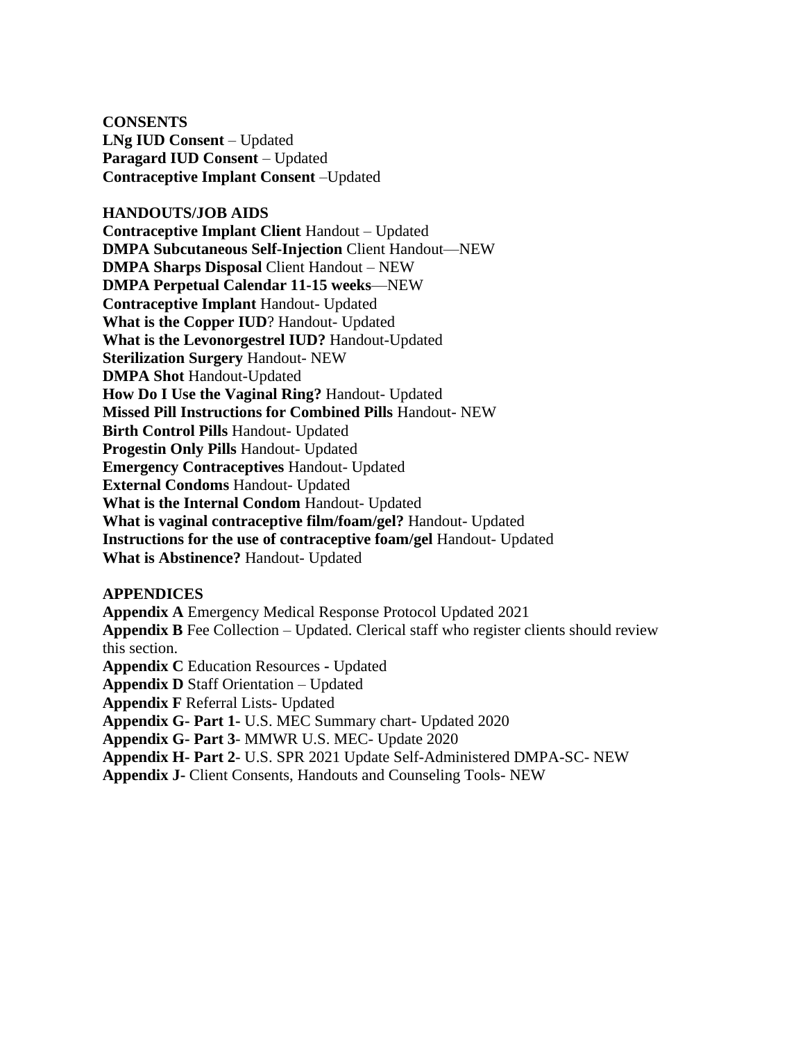**CONSENTS**

**LNg IUD Consent** – Updated
**Paragard IUD Consent** – Updated
**Contraceptive Implant Consent** –Updated

**HANDOUTS/JOB AIDS**

**Contraceptive Implant Client** Handout – Updated
**DMPA Subcutaneous Self-Injection** Client Handout—NEW
**DMPA Sharps Disposal** Client Handout – NEW
**DMPA Perpetual Calendar 11-15 weeks**—NEW
**Contraceptive Implant** Handout- Updated
**What is the Copper IUD**? Handout- Updated
**What is the Levonorgestrel IUD?** Handout-Updated
**Sterilization Surgery** Handout- NEW
**DMPA Shot** Handout-Updated
**How Do I Use the Vaginal Ring?** Handout- Updated
**Missed Pill Instructions for Combined Pills** Handout- NEW
**Birth Control Pills** Handout- Updated
**Progestin Only Pills** Handout- Updated
**Emergency Contraceptives** Handout- Updated
**External Condoms** Handout- Updated
**What is the Internal Condom** Handout- Updated
**What is vaginal contraceptive film/foam/gel?** Handout- Updated
**Instructions for the use of contraceptive foam/gel** Handout- Updated
**What is Abstinence?** Handout- Updated

**APPENDICES**

**Appendix A** Emergency Medical Response Protocol Updated 2021
**Appendix B** Fee Collection – Updated. Clerical staff who register clients should review this section.
**Appendix C** Education Resources **-** Updated
**Appendix D** Staff Orientation – Updated
**Appendix F** Referral Lists- Updated
**Appendix G- Part 1-** U.S. MEC Summary chart- Updated 2020
**Appendix G- Part 3**- MMWR U.S. MEC- Update 2020
**Appendix H- Part 2**- U.S. SPR 2021 Update Self-Administered DMPA-SC- NEW
**Appendix J-** Client Consents, Handouts and Counseling Tools- NEW